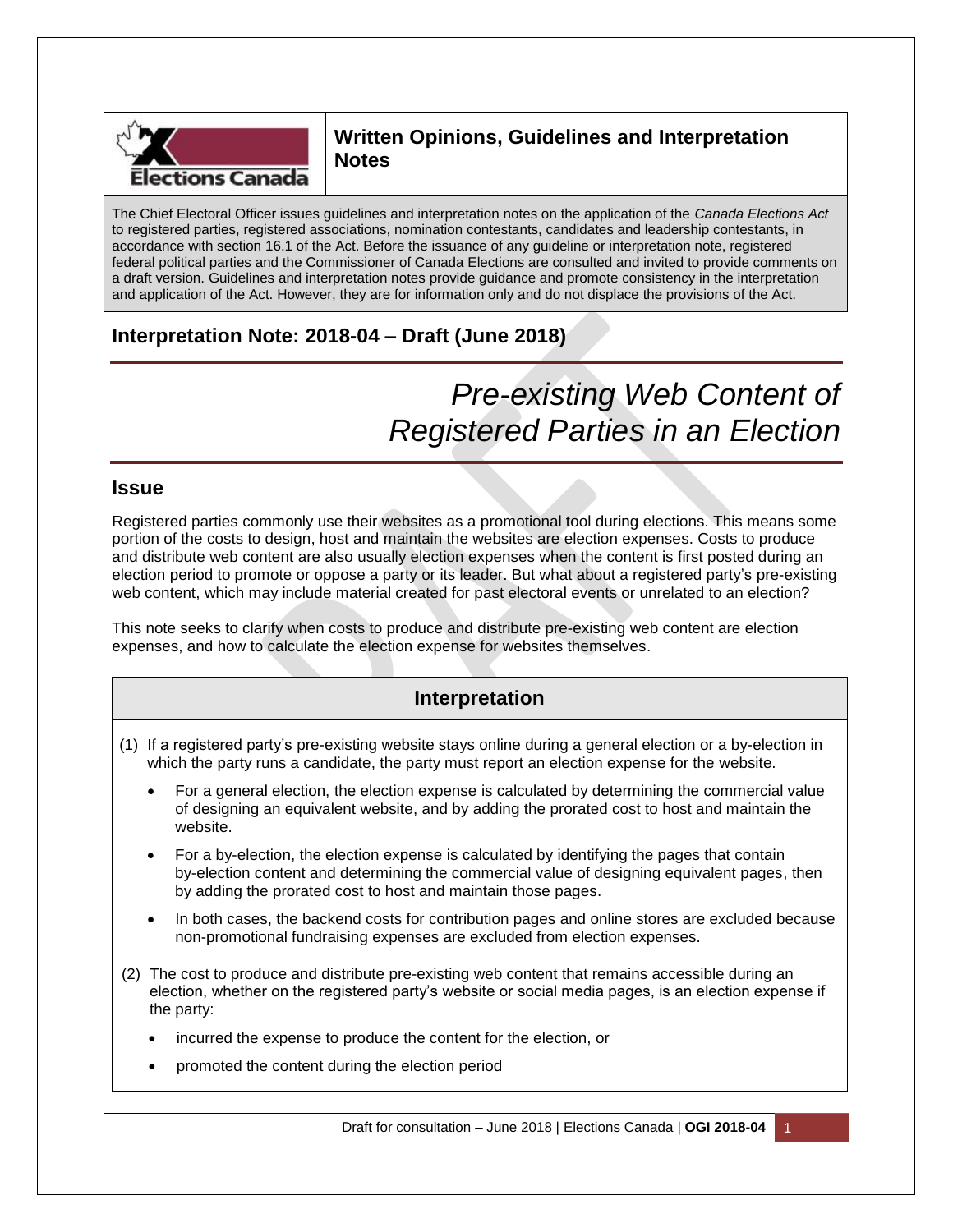**Elections Canada**

## Written Opinions, Guidelines and Interpretation Notes

The Chief Electoral Officer issues guidelines and interpretation notes on the application of the *Canada Elections Act* to registered parties, registered associations, nomination contestants, candidates and leadership contestants, in accordance with section 16.1 of the Act. Before the issuance of any guideline or interpretation note, registered federal political parties and the Commissioner of Canada Elections are consulted and invited to provide comments on a draft version. Guidelines and interpretation notes provide guidance and promote consistency in the interpretation and application of the Act. However, they are for information only and do not displace the provisions of the Act.

## Interpretation Note: 2018-04 – Draft (June 2018)

# *Pre-existing Web Content of Registered Parties in an Election*

## Issue

Registered parties commonly use their websites as a promotional tool during elections. This means some portion of the costs to design, host and maintain the websites are election expenses. Costs to produce and distribute web content are also usually election expenses when the content is first posted during an election period to promote or oppose a party or its leader. But what about a registered party's pre-existing web content, which may include material created for past electoral events or unrelated to an election?

This note seeks to clarify when costs to produce and distribute pre-existing web content are election expenses, and how to calculate the election expense for websites themselves.

## Interpretation

(1) If a registered party's pre-existing website stays online during a general election or a by-election in which the party runs a candidate, the party must report an election expense for the website.

- For a general election, the election expense is calculated by determining the commercial value of designing an equivalent website, and by adding the prorated cost to host and maintain the website.
- For a by-election, the election expense is calculated by identifying the pages that contain by-election content and determining the commercial value of designing equivalent pages, then by adding the prorated cost to host and maintain those pages.
- In both cases, the backend costs for contribution pages and online stores are excluded because non-promotional fundraising expenses are excluded from election expenses.

(2) The cost to produce and distribute pre-existing web content that remains accessible during an election, whether on the registered party's website or social media pages, is an election expense if the party:

- incurred the expense to produce the content for the election, or
- promoted the content during the election period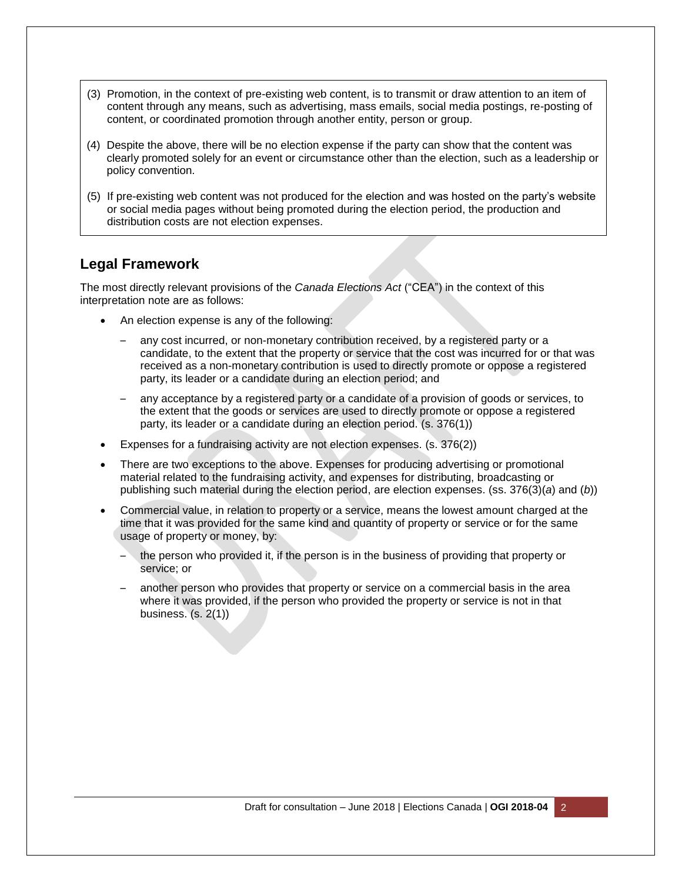(3) Promotion, in the context of pre-existing web content, is to transmit or draw attention to an item of content through any means, such as advertising, mass emails, social media postings, re-posting of content, or coordinated promotion through another entity, person or group.

(4) Despite the above, there will be no election expense if the party can show that the content was clearly promoted solely for an event or circumstance other than the election, such as a leadership or policy convention.

(5) If pre-existing web content was not produced for the election and was hosted on the party's website or social media pages without being promoted during the election period, the production and distribution costs are not election expenses.

## Legal Framework

The most directly relevant provisions of the *Canada Elections Act* ("CEA") in the context of this interpretation note are as follows:

- An election expense is any of the following:
  - any cost incurred, or non-monetary contribution received, by a registered party or a candidate, to the extent that the property or service that the cost was incurred for or that was received as a non-monetary contribution is used to directly promote or oppose a registered party, its leader or a candidate during an election period; and
  - any acceptance by a registered party or a candidate of a provision of goods or services, to the extent that the goods or services are used to directly promote or oppose a registered party, its leader or a candidate during an election period. (s. 376(1))
- Expenses for a fundraising activity are not election expenses. (s. 376(2))
- There are two exceptions to the above. Expenses for producing advertising or promotional material related to the fundraising activity, and expenses for distributing, broadcasting or publishing such material during the election period, are election expenses. (ss. 376(3)(*a*) and (*b*))
- Commercial value, in relation to property or a service, means the lowest amount charged at the time that it was provided for the same kind and quantity of property or service or for the same usage of property or money, by:
  - the person who provided it, if the person is in the business of providing that property or service; or
  - another person who provides that property or service on a commercial basis in the area where it was provided, if the person who provided the property or service is not in that business. (s. 2(1))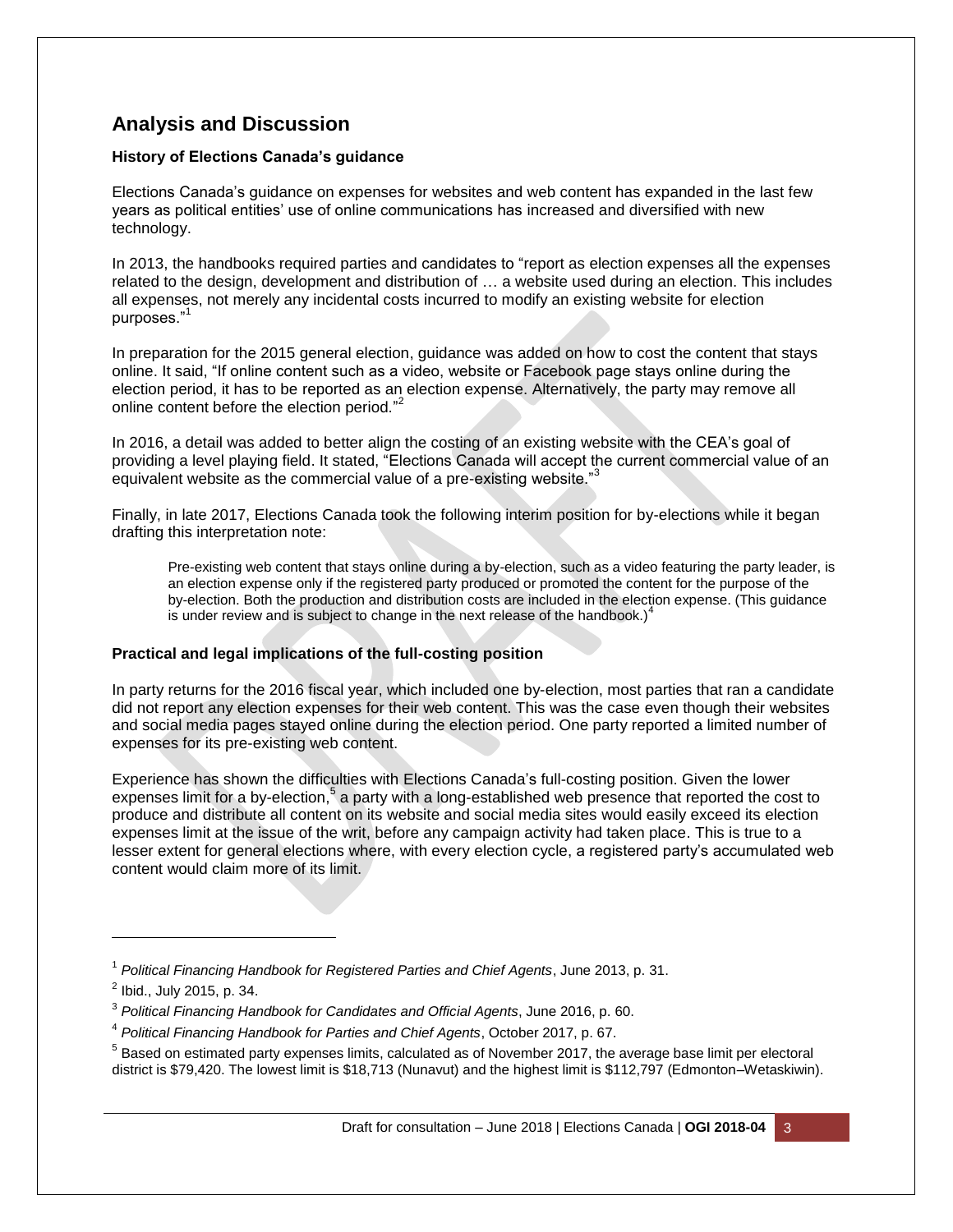## Analysis and Discussion

### History of Elections Canada's guidance

Elections Canada's guidance on expenses for websites and web content has expanded in the last few years as political entities' use of online communications has increased and diversified with new technology.

In 2013, the handbooks required parties and candidates to "report as election expenses all the expenses related to the design, development and distribution of … a website used during an election. This includes all expenses, not merely any incidental costs incurred to modify an existing website for election purposes."[1]

In preparation for the 2015 general election, guidance was added on how to cost the content that stays online. It said, "If online content such as a video, website or Facebook page stays online during the election period, it has to be reported as an election expense. Alternatively, the party may remove all online content before the election period."[2]

In 2016, a detail was added to better align the costing of an existing website with the CEA's goal of providing a level playing field. It stated, "Elections Canada will accept the current commercial value of an equivalent website as the commercial value of a pre-existing website."[3]

Finally, in late 2017, Elections Canada took the following interim position for by-elections while it began drafting this interpretation note:

> Pre-existing web content that stays online during a by-election, such as a video featuring the party leader, is an election expense only if the registered party produced or promoted the content for the purpose of the by-election. Both the production and distribution costs are included in the election expense. (This guidance is under review and is subject to change in the next release of the handbook.)[4]

### Practical and legal implications of the full-costing position

In party returns for the 2016 fiscal year, which included one by-election, most parties that ran a candidate did not report any election expenses for their web content. This was the case even though their websites and social media pages stayed online during the election period. One party reported a limited number of expenses for its pre-existing web content.

Experience has shown the difficulties with Elections Canada's full-costing position. Given the lower expenses limit for a by-election,[5] a party with a long-established web presence that reported the cost to produce and distribute all content on its website and social media sites would easily exceed its election expenses limit at the issue of the writ, before any campaign activity had taken place. This is true to a lesser extent for general elections where, with every election cycle, a registered party's accumulated web content would claim more of its limit.

---

[1] *Political Financing Handbook for Registered Parties and Chief Agents*, June 2013, p. 31.

[2] Ibid., July 2015, p. 34.

[3] *Political Financing Handbook for Candidates and Official Agents*, June 2016, p. 60.

[4] *Political Financing Handbook for Parties and Chief Agents*, October 2017, p. 67.

[5] Based on estimated party expenses limits, calculated as of November 2017, the average base limit per electoral district is $79,420. The lowest limit is $18,713 (Nunavut) and the highest limit is $112,797 (Edmonton–Wetaskiwin).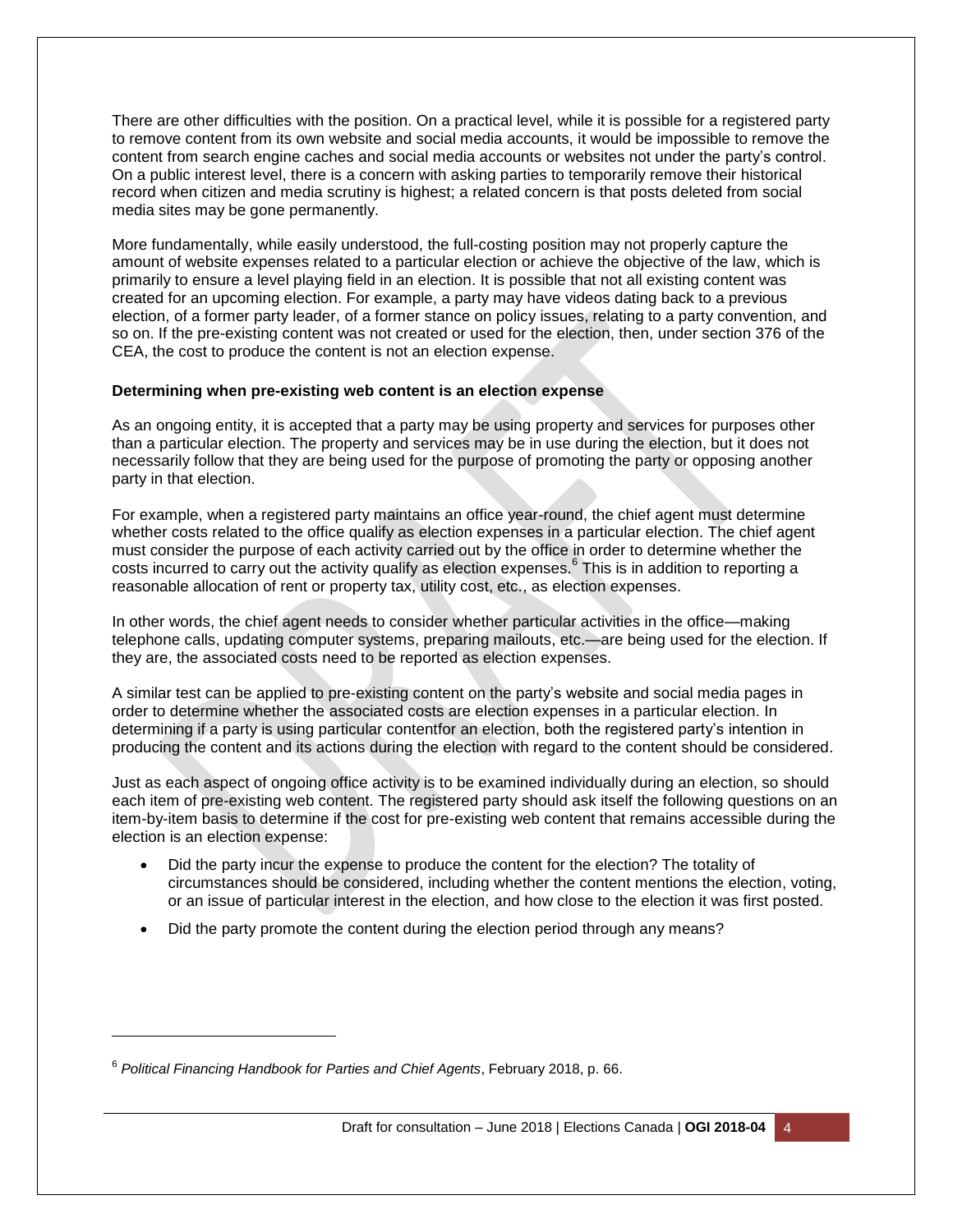There are other difficulties with the position. On a practical level, while it is possible for a registered party to remove content from its own website and social media accounts, it would be impossible to remove the content from search engine caches and social media accounts or websites not under the party's control. On a public interest level, there is a concern with asking parties to temporarily remove their historical record when citizen and media scrutiny is highest; a related concern is that posts deleted from social media sites may be gone permanently.

More fundamentally, while easily understood, the full-costing position may not properly capture the amount of website expenses related to a particular election or achieve the objective of the law, which is primarily to ensure a level playing field in an election. It is possible that not all existing content was created for an upcoming election. For example, a party may have videos dating back to a previous election, of a former party leader, of a former stance on policy issues, relating to a party convention, and so on. If the pre-existing content was not created or used for the election, then, under section 376 of the CEA, the cost to produce the content is not an election expense.

**Determining when pre-existing web content is an election expense**

As an ongoing entity, it is accepted that a party may be using property and services for purposes other than a particular election. The property and services may be in use during the election, but it does not necessarily follow that they are being used for the purpose of promoting the party or opposing another party in that election.

For example, when a registered party maintains an office year-round, the chief agent must determine whether costs related to the office qualify as election expenses in a particular election. The chief agent must consider the purpose of each activity carried out by the office in order to determine whether the costs incurred to carry out the activity qualify as election expenses.[6] This is in addition to reporting a reasonable allocation of rent or property tax, utility cost, etc., as election expenses.

In other words, the chief agent needs to consider whether particular activities in the office—making telephone calls, updating computer systems, preparing mailouts, etc.—are being used for the election. If they are, the associated costs need to be reported as election expenses.

A similar test can be applied to pre-existing content on the party's website and social media pages in order to determine whether the associated costs are election expenses in a particular election. In determining if a party is using particular contentfor an election, both the registered party's intention in producing the content and its actions during the election with regard to the content should be considered.

Just as each aspect of ongoing office activity is to be examined individually during an election, so should each item of pre-existing web content. The registered party should ask itself the following questions on an item-by-item basis to determine if the cost for pre-existing web content that remains accessible during the election is an election expense:

- Did the party incur the expense to produce the content for the election? The totality of circumstances should be considered, including whether the content mentions the election, voting, or an issue of particular interest in the election, and how close to the election it was first posted.
- Did the party promote the content during the election period through any means?

[6] *Political Financing Handbook for Parties and Chief Agents*, February 2018, p. 66.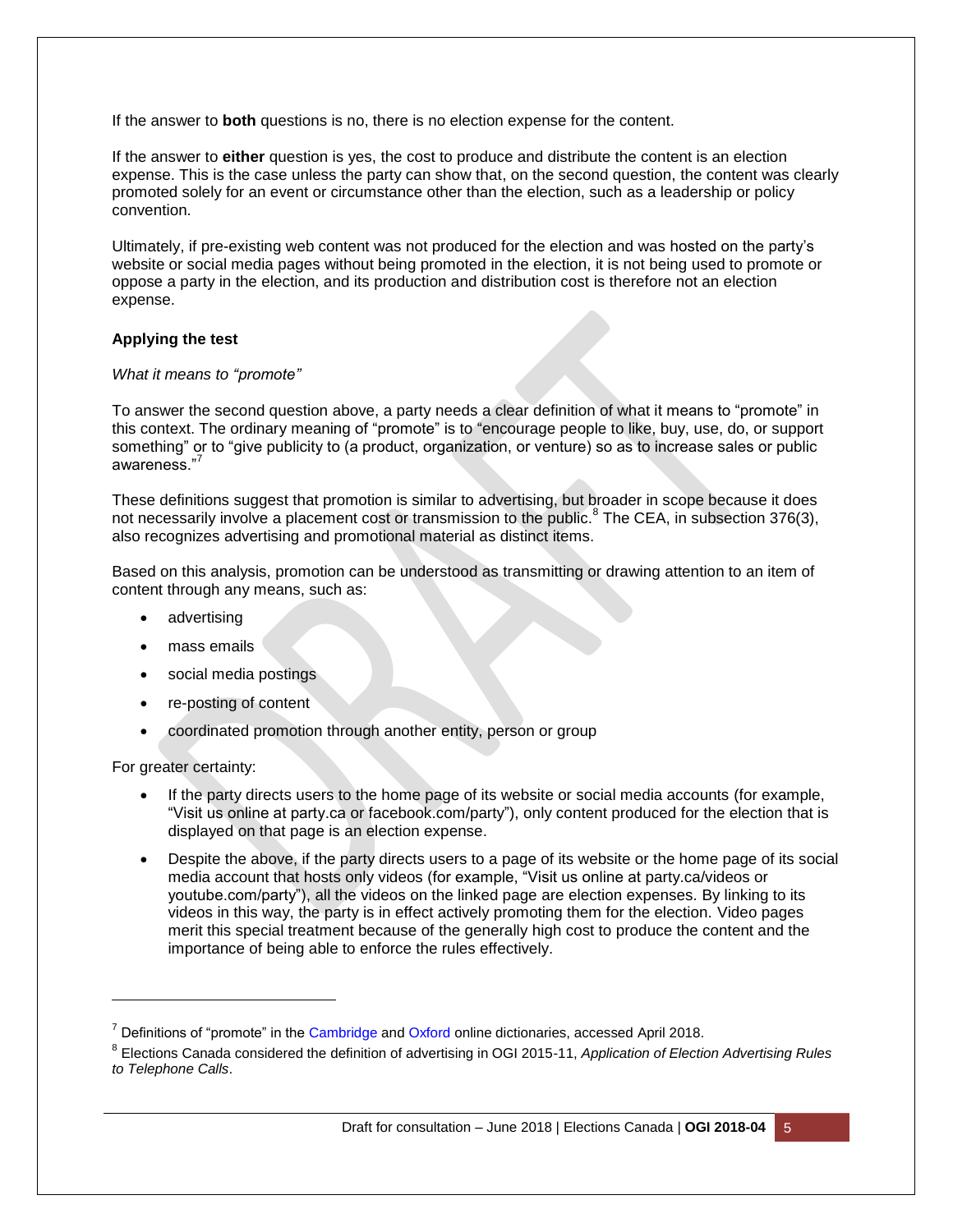If the answer to **both** questions is no, there is no election expense for the content.

If the answer to **either** question is yes, the cost to produce and distribute the content is an election expense. This is the case unless the party can show that, on the second question, the content was clearly promoted solely for an event or circumstance other than the election, such as a leadership or policy convention.

Ultimately, if pre-existing web content was not produced for the election and was hosted on the party's website or social media pages without being promoted in the election, it is not being used to promote or oppose a party in the election, and its production and distribution cost is therefore not an election expense.

**Applying the test**

*What it means to "promote"*

To answer the second question above, a party needs a clear definition of what it means to "promote" in this context. The ordinary meaning of "promote" is to "encourage people to like, buy, use, do, or support something" or to "give publicity to (a product, organization, or venture) so as to increase sales or public awareness."[7]

These definitions suggest that promotion is similar to advertising, but broader in scope because it does not necessarily involve a placement cost or transmission to the public.[8] The CEA, in subsection 376(3), also recognizes advertising and promotional material as distinct items.

Based on this analysis, promotion can be understood as transmitting or drawing attention to an item of content through any means, such as:

- advertising
- mass emails
- social media postings
- re-posting of content
- coordinated promotion through another entity, person or group

For greater certainty:

- If the party directs users to the home page of its website or social media accounts (for example, "Visit us online at party.ca or facebook.com/party"), only content produced for the election that is displayed on that page is an election expense.
- Despite the above, if the party directs users to a page of its website or the home page of its social media account that hosts only videos (for example, "Visit us online at party.ca/videos or youtube.com/party"), all the videos on the linked page are election expenses. By linking to its videos in this way, the party is in effect actively promoting them for the election. Video pages merit this special treatment because of the generally high cost to produce the content and the importance of being able to enforce the rules effectively.

---

[7] Definitions of "promote" in the Cambridge and Oxford online dictionaries, accessed April 2018.

[8] Elections Canada considered the definition of advertising in OGI 2015-11, *Application of Election Advertising Rules to Telephone Calls*.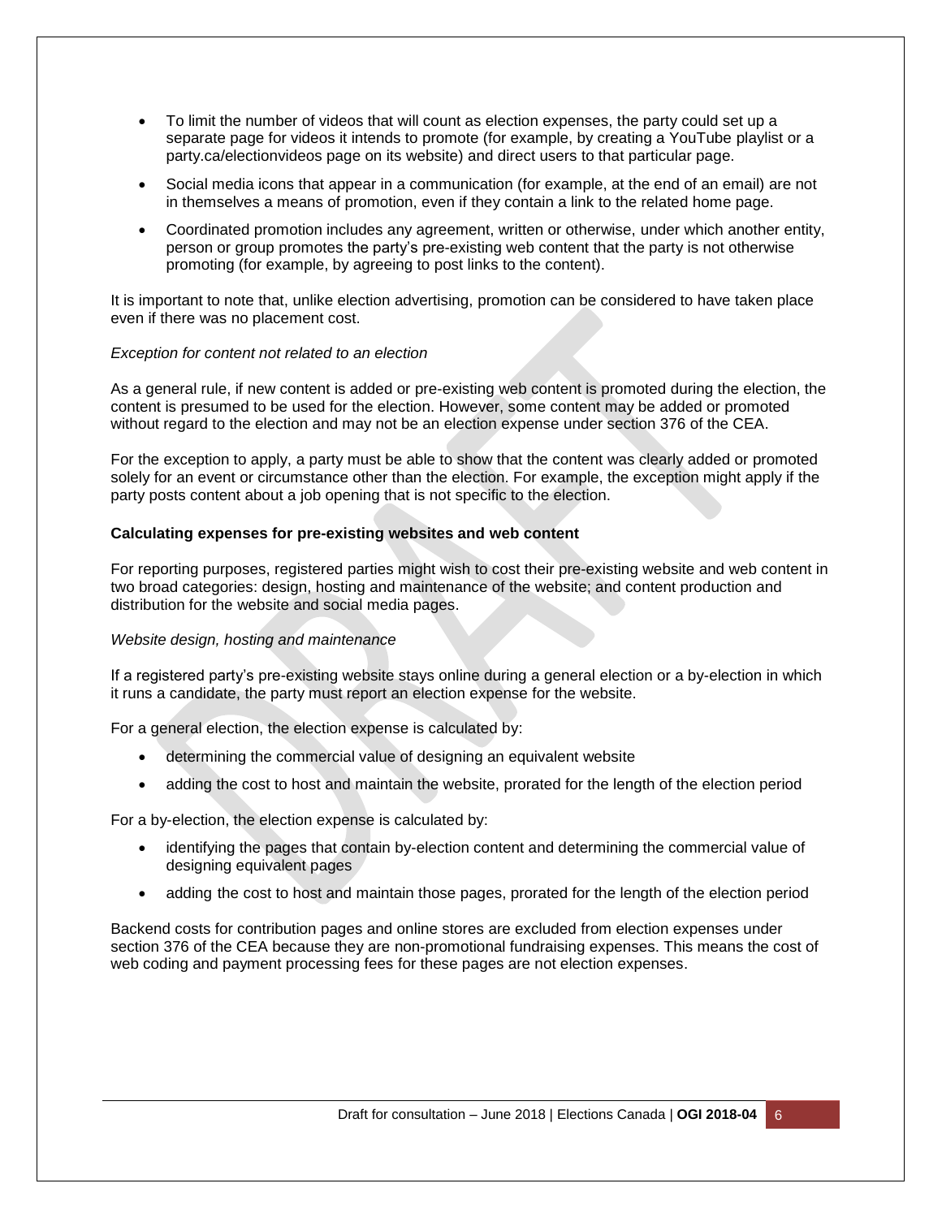- To limit the number of videos that will count as election expenses, the party could set up a separate page for videos it intends to promote (for example, by creating a YouTube playlist or a party.ca/electionvideos page on its website) and direct users to that particular page.
- Social media icons that appear in a communication (for example, at the end of an email) are not in themselves a means of promotion, even if they contain a link to the related home page.
- Coordinated promotion includes any agreement, written or otherwise, under which another entity, person or group promotes the party's pre-existing web content that the party is not otherwise promoting (for example, by agreeing to post links to the content).

It is important to note that, unlike election advertising, promotion can be considered to have taken place even if there was no placement cost.

*Exception for content not related to an election*

As a general rule, if new content is added or pre-existing web content is promoted during the election, the content is presumed to be used for the election. However, some content may be added or promoted without regard to the election and may not be an election expense under section 376 of the CEA.

For the exception to apply, a party must be able to show that the content was clearly added or promoted solely for an event or circumstance other than the election. For example, the exception might apply if the party posts content about a job opening that is not specific to the election.

**Calculating expenses for pre-existing websites and web content**

For reporting purposes, registered parties might wish to cost their pre-existing website and web content in two broad categories: design, hosting and maintenance of the website; and content production and distribution for the website and social media pages.

*Website design, hosting and maintenance*

If a registered party's pre-existing website stays online during a general election or a by-election in which it runs a candidate, the party must report an election expense for the website.

For a general election, the election expense is calculated by:

- determining the commercial value of designing an equivalent website
- adding the cost to host and maintain the website, prorated for the length of the election period

For a by-election, the election expense is calculated by:

- identifying the pages that contain by-election content and determining the commercial value of designing equivalent pages
- adding the cost to host and maintain those pages, prorated for the length of the election period

Backend costs for contribution pages and online stores are excluded from election expenses under section 376 of the CEA because they are non-promotional fundraising expenses. This means the cost of web coding and payment processing fees for these pages are not election expenses.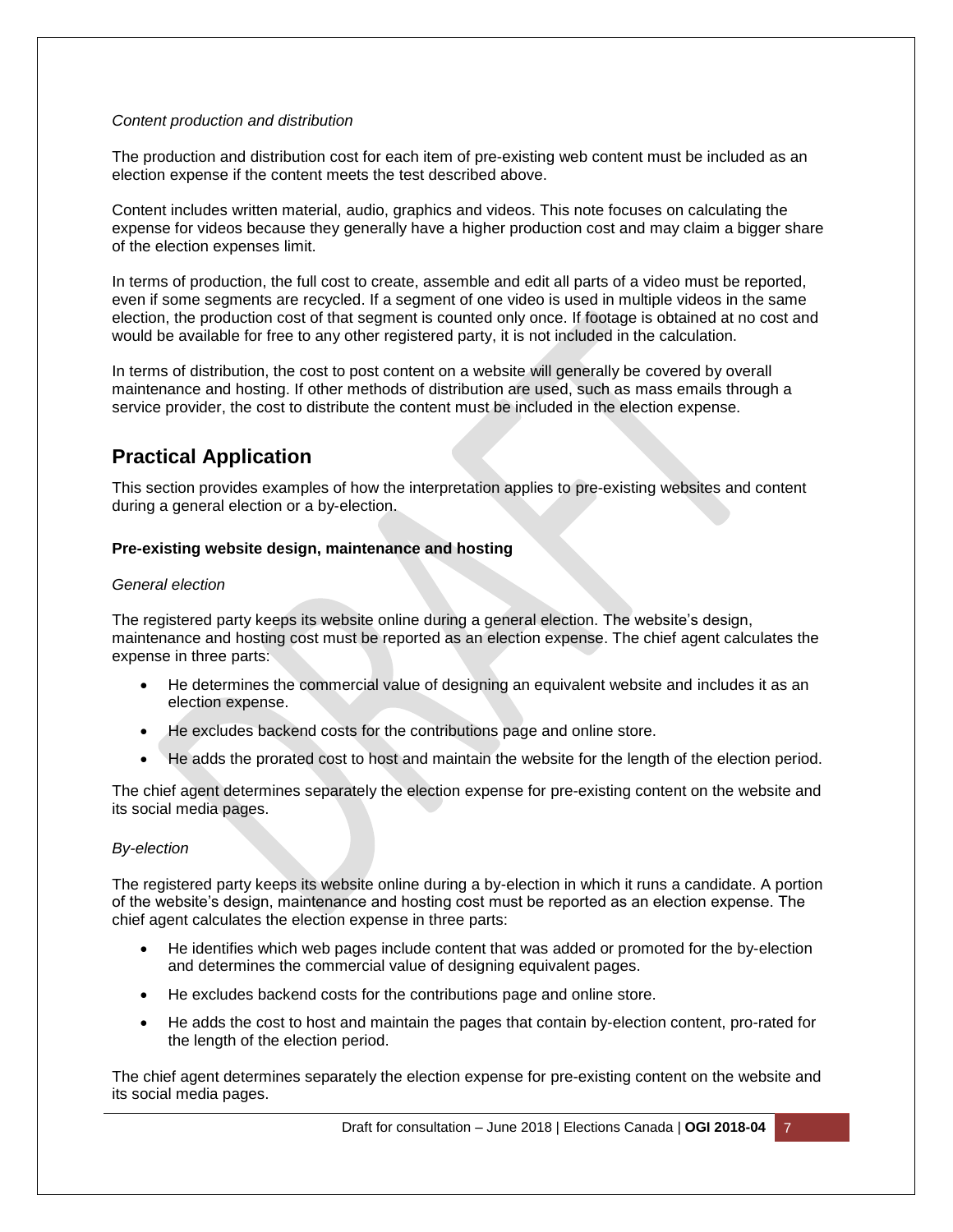*Content production and distribution*

The production and distribution cost for each item of pre-existing web content must be included as an election expense if the content meets the test described above.

Content includes written material, audio, graphics and videos. This note focuses on calculating the expense for videos because they generally have a higher production cost and may claim a bigger share of the election expenses limit.

In terms of production, the full cost to create, assemble and edit all parts of a video must be reported, even if some segments are recycled. If a segment of one video is used in multiple videos in the same election, the production cost of that segment is counted only once. If footage is obtained at no cost and would be available for free to any other registered party, it is not included in the calculation.

In terms of distribution, the cost to post content on a website will generally be covered by overall maintenance and hosting. If other methods of distribution are used, such as mass emails through a service provider, the cost to distribute the content must be included in the election expense.

## Practical Application

This section provides examples of how the interpretation applies to pre-existing websites and content during a general election or a by-election.

**Pre-existing website design, maintenance and hosting**

*General election*

The registered party keeps its website online during a general election. The website's design, maintenance and hosting cost must be reported as an election expense. The chief agent calculates the expense in three parts:

- He determines the commercial value of designing an equivalent website and includes it as an election expense.
- He excludes backend costs for the contributions page and online store.
- He adds the prorated cost to host and maintain the website for the length of the election period.

The chief agent determines separately the election expense for pre-existing content on the website and its social media pages.

*By-election*

The registered party keeps its website online during a by-election in which it runs a candidate. A portion of the website's design, maintenance and hosting cost must be reported as an election expense. The chief agent calculates the election expense in three parts:

- He identifies which web pages include content that was added or promoted for the by-election and determines the commercial value of designing equivalent pages.
- He excludes backend costs for the contributions page and online store.
- He adds the cost to host and maintain the pages that contain by-election content, pro-rated for the length of the election period.

The chief agent determines separately the election expense for pre-existing content on the website and its social media pages.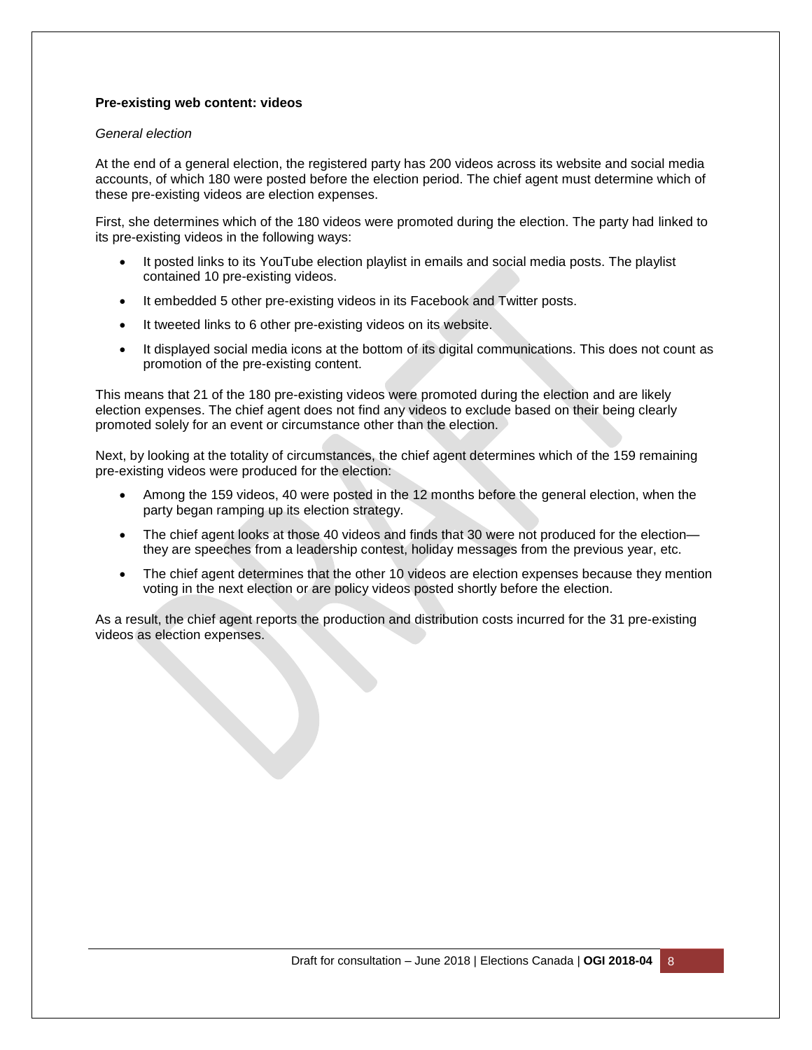**Pre-existing web content: videos**

*General election*

At the end of a general election, the registered party has 200 videos across its website and social media accounts, of which 180 were posted before the election period. The chief agent must determine which of these pre-existing videos are election expenses.

First, she determines which of the 180 videos were promoted during the election. The party had linked to its pre-existing videos in the following ways:

- It posted links to its YouTube election playlist in emails and social media posts. The playlist contained 10 pre-existing videos.
- It embedded 5 other pre-existing videos in its Facebook and Twitter posts.
- It tweeted links to 6 other pre-existing videos on its website.
- It displayed social media icons at the bottom of its digital communications. This does not count as promotion of the pre-existing content.

This means that 21 of the 180 pre-existing videos were promoted during the election and are likely election expenses. The chief agent does not find any videos to exclude based on their being clearly promoted solely for an event or circumstance other than the election.

Next, by looking at the totality of circumstances, the chief agent determines which of the 159 remaining pre-existing videos were produced for the election:

- Among the 159 videos, 40 were posted in the 12 months before the general election, when the party began ramping up its election strategy.
- The chief agent looks at those 40 videos and finds that 30 were not produced for the election—they are speeches from a leadership contest, holiday messages from the previous year, etc.
- The chief agent determines that the other 10 videos are election expenses because they mention voting in the next election or are policy videos posted shortly before the election.

As a result, the chief agent reports the production and distribution costs incurred for the 31 pre-existing videos as election expenses.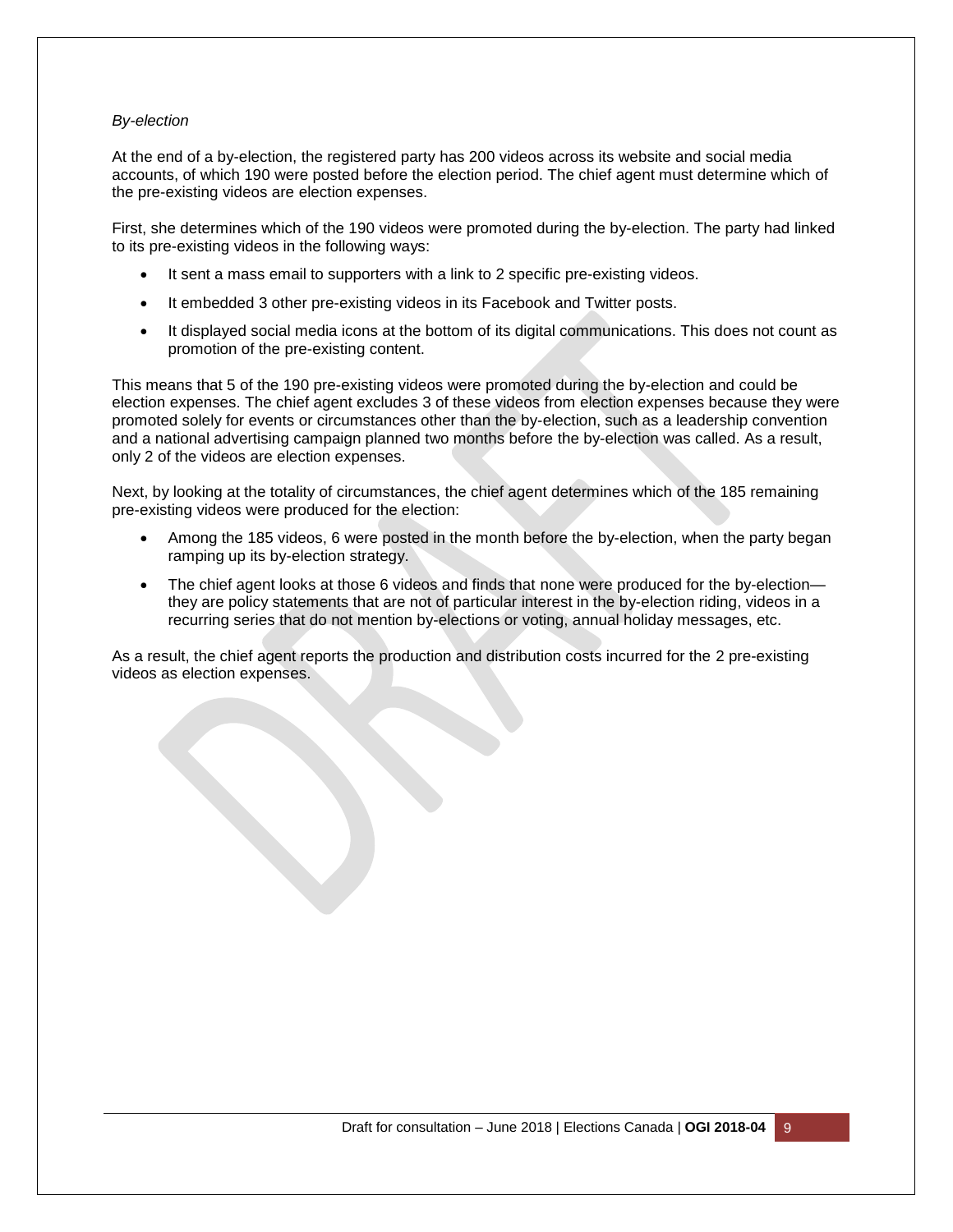*By-election*

At the end of a by-election, the registered party has 200 videos across its website and social media accounts, of which 190 were posted before the election period. The chief agent must determine which of the pre-existing videos are election expenses.

First, she determines which of the 190 videos were promoted during the by-election. The party had linked to its pre-existing videos in the following ways:

- It sent a mass email to supporters with a link to 2 specific pre-existing videos.
- It embedded 3 other pre-existing videos in its Facebook and Twitter posts.
- It displayed social media icons at the bottom of its digital communications. This does not count as promotion of the pre-existing content.

This means that 5 of the 190 pre-existing videos were promoted during the by-election and could be election expenses. The chief agent excludes 3 of these videos from election expenses because they were promoted solely for events or circumstances other than the by-election, such as a leadership convention and a national advertising campaign planned two months before the by-election was called. As a result, only 2 of the videos are election expenses.

Next, by looking at the totality of circumstances, the chief agent determines which of the 185 remaining pre-existing videos were produced for the election:

- Among the 185 videos, 6 were posted in the month before the by-election, when the party began ramping up its by-election strategy.
- The chief agent looks at those 6 videos and finds that none were produced for the by-election—they are policy statements that are not of particular interest in the by-election riding, videos in a recurring series that do not mention by-elections or voting, annual holiday messages, etc.

As a result, the chief agent reports the production and distribution costs incurred for the 2 pre-existing videos as election expenses.